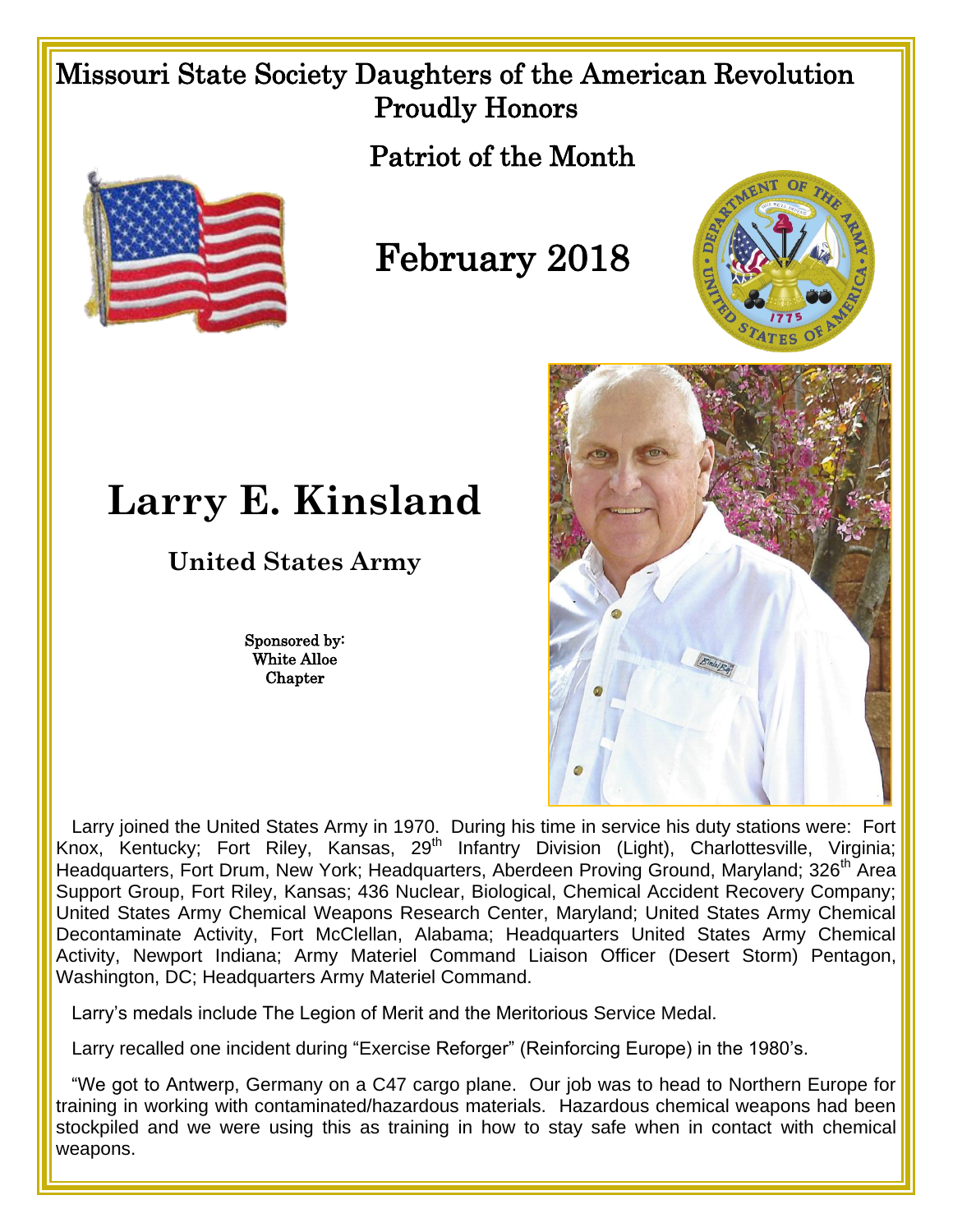# Missouri State Society Daughters of the American Revolution Proudly Honors

## Patriot of the Month

## February 2018

# Larry E. Kinsland

### United States Army

Sponsored by:
White Alloe
Chapter

Larry joined the United States Army in 1970. During his time in service his duty stations were: Fort Knox, Kentucky; Fort Riley, Kansas, 29th Infantry Division (Light), Charlottesville, Virginia; Headquarters, Fort Drum, New York; Headquarters, Aberdeen Proving Ground, Maryland; 326th Area Support Group, Fort Riley, Kansas; 436 Nuclear, Biological, Chemical Accident Recovery Company; United States Army Chemical Weapons Research Center, Maryland; United States Army Chemical Decontaminate Activity, Fort McClellan, Alabama; Headquarters United States Army Chemical Activity, Newport Indiana; Army Materiel Command Liaison Officer (Desert Storm) Pentagon, Washington, DC; Headquarters Army Materiel Command.

Larry's medals include The Legion of Merit and the Meritorious Service Medal.

Larry recalled one incident during "Exercise Reforger" (Reinforcing Europe) in the 1980's.

"We got to Antwerp, Germany on a C47 cargo plane. Our job was to head to Northern Europe for training in working with contaminated/hazardous materials. Hazardous chemical weapons had been stockpiled and we were using this as training in how to stay safe when in contact with chemical weapons.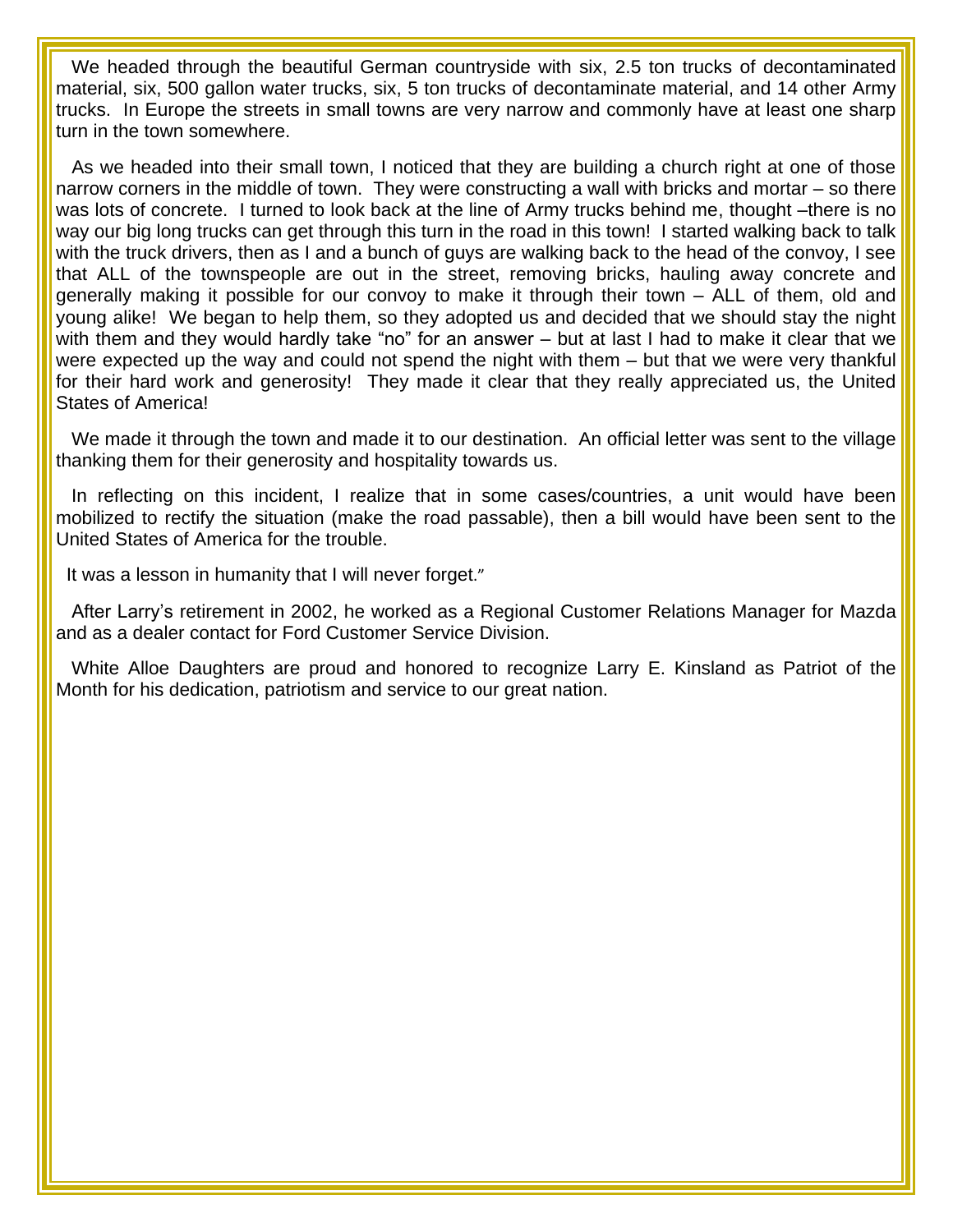We headed through the beautiful German countryside with six, 2.5 ton trucks of decontaminated material, six, 500 gallon water trucks, six, 5 ton trucks of decontaminate material, and 14 other Army trucks. In Europe the streets in small towns are very narrow and commonly have at least one sharp turn in the town somewhere.

As we headed into their small town, I noticed that they are building a church right at one of those narrow corners in the middle of town. They were constructing a wall with bricks and mortar – so there was lots of concrete. I turned to look back at the line of Army trucks behind me, thought –there is no way our big long trucks can get through this turn in the road in this town! I started walking back to talk with the truck drivers, then as I and a bunch of guys are walking back to the head of the convoy, I see that ALL of the townspeople are out in the street, removing bricks, hauling away concrete and generally making it possible for our convoy to make it through their town – ALL of them, old and young alike! We began to help them, so they adopted us and decided that we should stay the night with them and they would hardly take "no" for an answer – but at last I had to make it clear that we were expected up the way and could not spend the night with them – but that we were very thankful for their hard work and generosity! They made it clear that they really appreciated us, the United States of America!

We made it through the town and made it to our destination. An official letter was sent to the village thanking them for their generosity and hospitality towards us.

In reflecting on this incident, I realize that in some cases/countries, a unit would have been mobilized to rectify the situation (make the road passable), then a bill would have been sent to the United States of America for the trouble.

It was a lesson in humanity that I will never forget."

After Larry's retirement in 2002, he worked as a Regional Customer Relations Manager for Mazda and as a dealer contact for Ford Customer Service Division.

White Alloe Daughters are proud and honored to recognize Larry E. Kinsland as Patriot of the Month for his dedication, patriotism and service to our great nation.